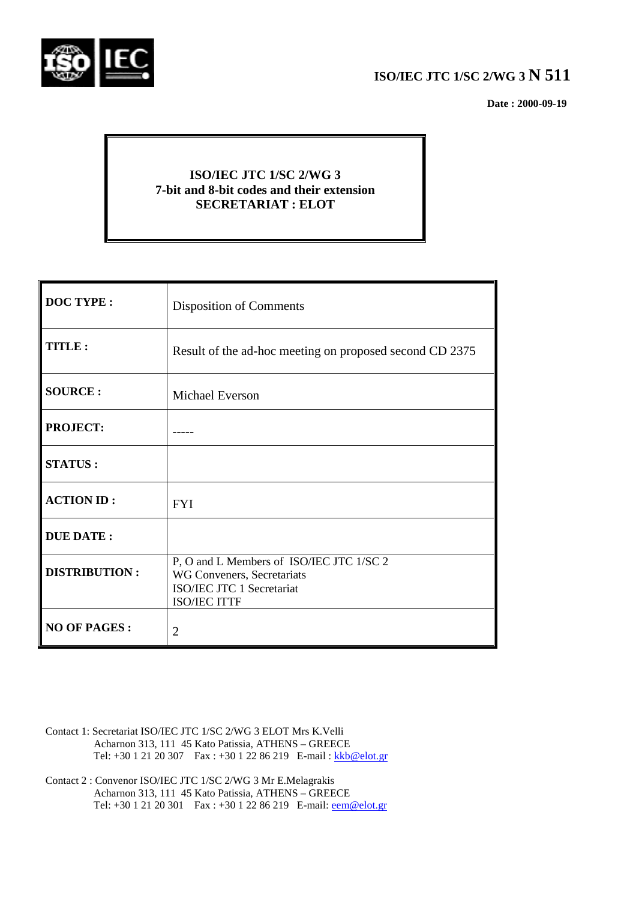**ISO/IEC JTC 1/SC 2/WG 3 N 511**

**Date : 2000-09-19**

**ISO/IEC JTC 1/SC 2/WG 3**
**7-bit and 8-bit codes and their extension**
**SECRETARIAT : ELOT**

| | |
|---|---|
| **DOC TYPE :** | Disposition of Comments |
| **TITLE :** | Result of the ad-hoc meeting on proposed second CD 2375 |
| **SOURCE :** | Michael Everson |
| **PROJECT:** | ----- |
| **STATUS :** | |
| **ACTION ID :** | FYI |
| **DUE DATE :** | |
| **DISTRIBUTION :** | P, O and L Members of ISO/IEC JTC 1/SC 2<br>WG Conveners, Secretariats<br>ISO/IEC JTC 1 Secretariat<br>ISO/IEC ITTF |
| **NO OF PAGES :** | 2 |

Contact 1: Secretariat ISO/IEC JTC 1/SC 2/WG 3 ELOT Mrs K.Velli
Acharnon 313, 111 45 Kato Patissia, ATHENS – GREECE
Tel: +30 1 21 20 307 Fax : +30 1 22 86 219 E-mail : kkb@elot.gr

Contact 2 : Convenor ISO/IEC JTC 1/SC 2/WG 3 Mr E.Melagrakis
Acharnon 313, 111 45 Kato Patissia, ATHENS – GREECE
Tel: +30 1 21 20 301 Fax : +30 1 22 86 219 E-mail: eem@elot.gr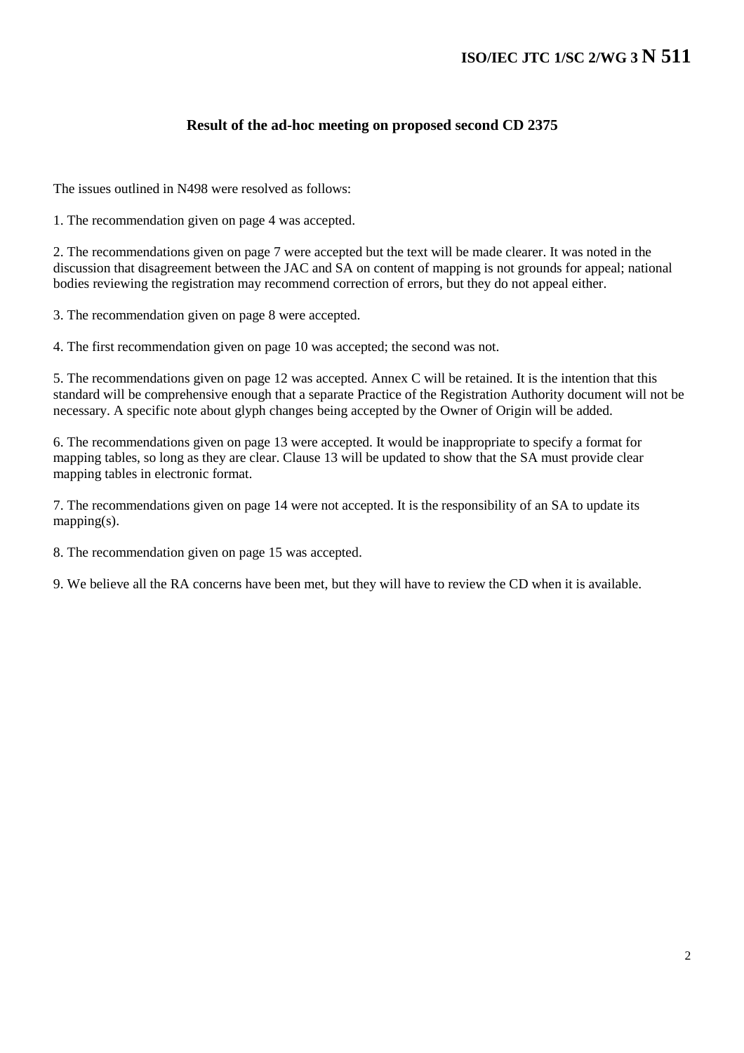ISO/IEC JTC 1/SC 2/WG 3 **N 511**

## Result of the ad-hoc meeting on proposed second CD 2375

The issues outlined in N498 were resolved as follows:

1. The recommendation given on page 4 was accepted.

2. The recommendations given on page 7 were accepted but the text will be made clearer. It was noted in the discussion that disagreement between the JAC and SA on content of mapping is not grounds for appeal; national bodies reviewing the registration may recommend correction of errors, but they do not appeal either.

3. The recommendation given on page 8 were accepted.

4. The first recommendation given on page 10 was accepted; the second was not.

5. The recommendations given on page 12 was accepted. Annex C will be retained. It is the intention that this standard will be comprehensive enough that a separate Practice of the Registration Authority document will not be necessary. A specific note about glyph changes being accepted by the Owner of Origin will be added.

6. The recommendations given on page 13 were accepted. It would be inappropriate to specify a format for mapping tables, so long as they are clear. Clause 13 will be updated to show that the SA must provide clear mapping tables in electronic format.

7. The recommendations given on page 14 were not accepted. It is the responsibility of an SA to update its mapping(s).

8. The recommendation given on page 15 was accepted.

9. We believe all the RA concerns have been met, but they will have to review the CD when it is available.